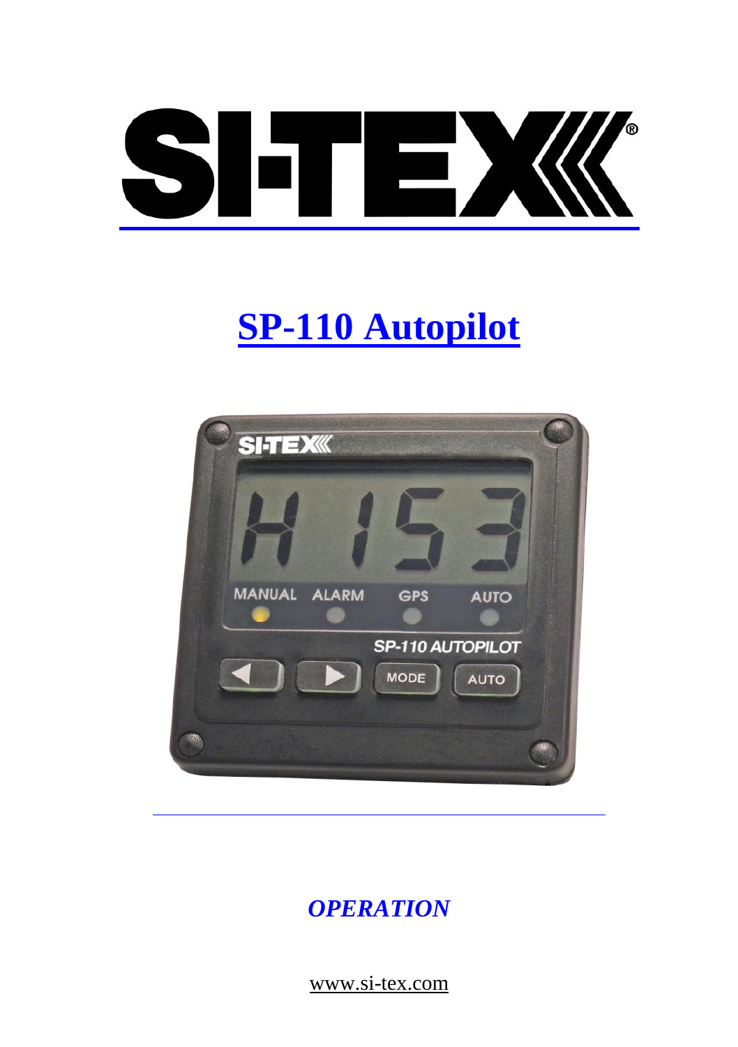SI-TEX

# SP-110 Autopilot

*OPERATION*

www.si-tex.com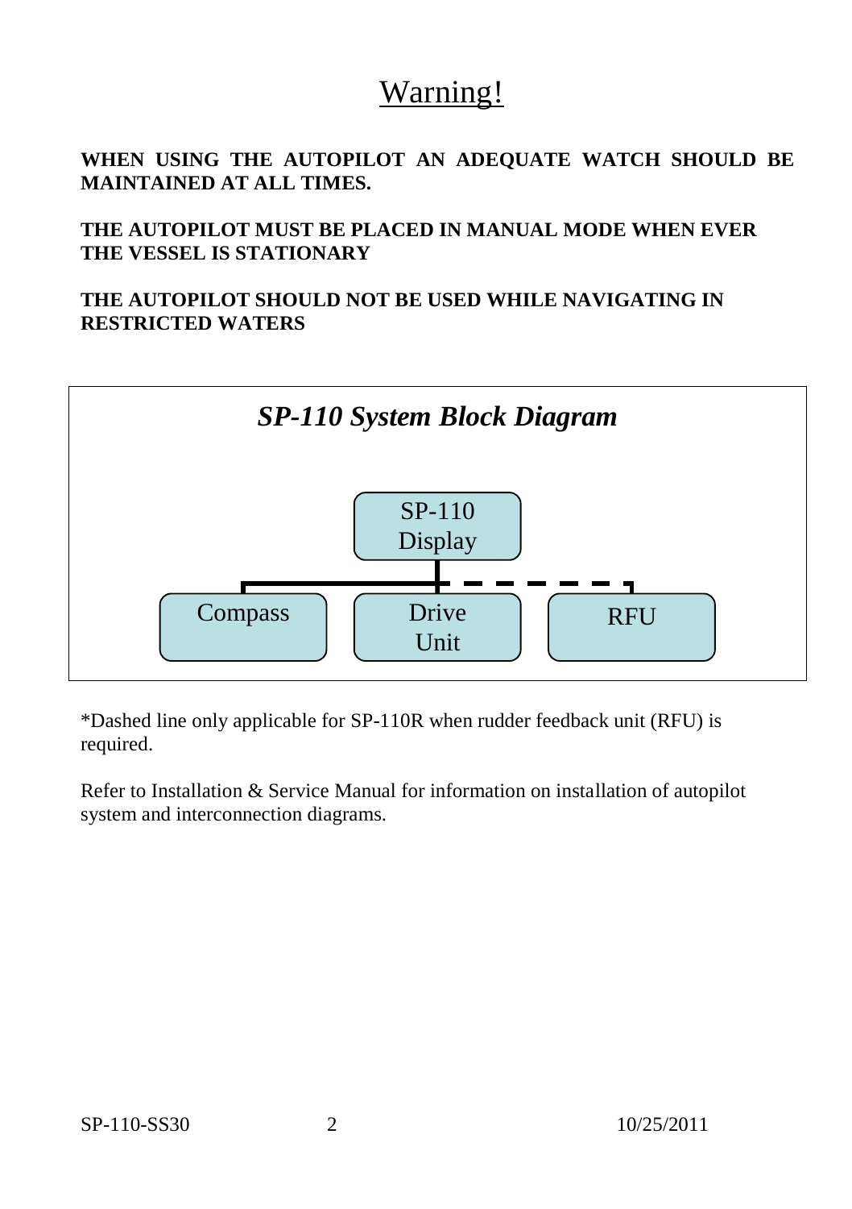# Warning!

**WHEN USING THE AUTOPILOT AN ADEQUATE WATCH SHOULD BE MAINTAINED AT ALL TIMES.**

**THE AUTOPILOT MUST BE PLACED IN MANUAL MODE WHEN EVER THE VESSEL IS STATIONARY**

**THE AUTOPILOT SHOULD NOT BE USED WHILE NAVIGATING IN RESTRICTED WATERS**

***SP-110 System Block Diagram***

SP-110 Display

Compass

Drive Unit

RFU

*Dashed line only applicable for SP-110R when rudder feedback unit (RFU) is required.

Refer to Installation & Service Manual for information on installation of autopilot system and interconnection diagrams.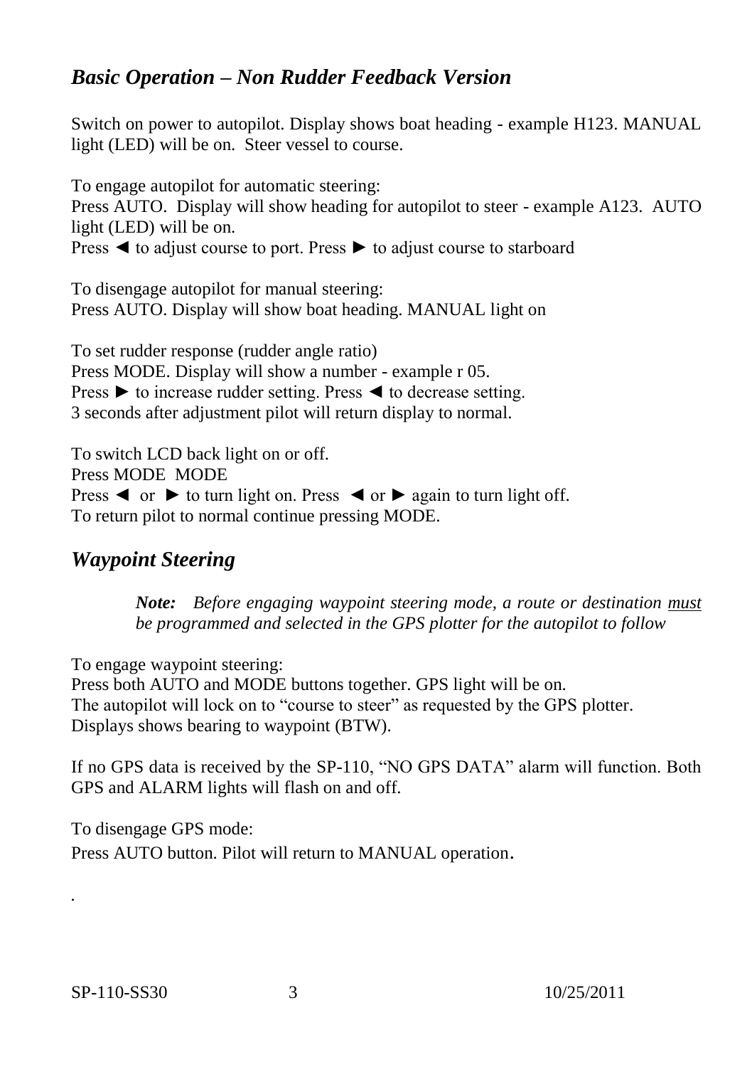## *Basic Operation – Non Rudder Feedback Version*

Switch on power to autopilot. Display shows boat heading - example H123. MANUAL light (LED) will be on. Steer vessel to course.

To engage autopilot for automatic steering:
Press AUTO. Display will show heading for autopilot to steer - example A123. AUTO light (LED) will be on.
Press ◄ to adjust course to port. Press ► to adjust course to starboard

To disengage autopilot for manual steering:
Press AUTO. Display will show boat heading. MANUAL light on

To set rudder response (rudder angle ratio)
Press MODE. Display will show a number - example r 05.
Press ► to increase rudder setting. Press ◄ to decrease setting.
3 seconds after adjustment pilot will return display to normal.

To switch LCD back light on or off.
Press MODE MODE
Press ◄ or ► to turn light on. Press ◄ or ► again to turn light off.
To return pilot to normal continue pressing MODE.

## *Waypoint Steering*

> ***Note:*** *Before engaging waypoint steering mode, a route or destination <u>must</u> be programmed and selected in the GPS plotter for the autopilot to follow*

To engage waypoint steering:
Press both AUTO and MODE buttons together. GPS light will be on.
The autopilot will lock on to "course to steer" as requested by the GPS plotter.
Displays shows bearing to waypoint (BTW).

If no GPS data is received by the SP-110, "NO GPS DATA" alarm will function. Both GPS and ALARM lights will flash on and off.

To disengage GPS mode:
Press AUTO button. Pilot will return to MANUAL operation.

.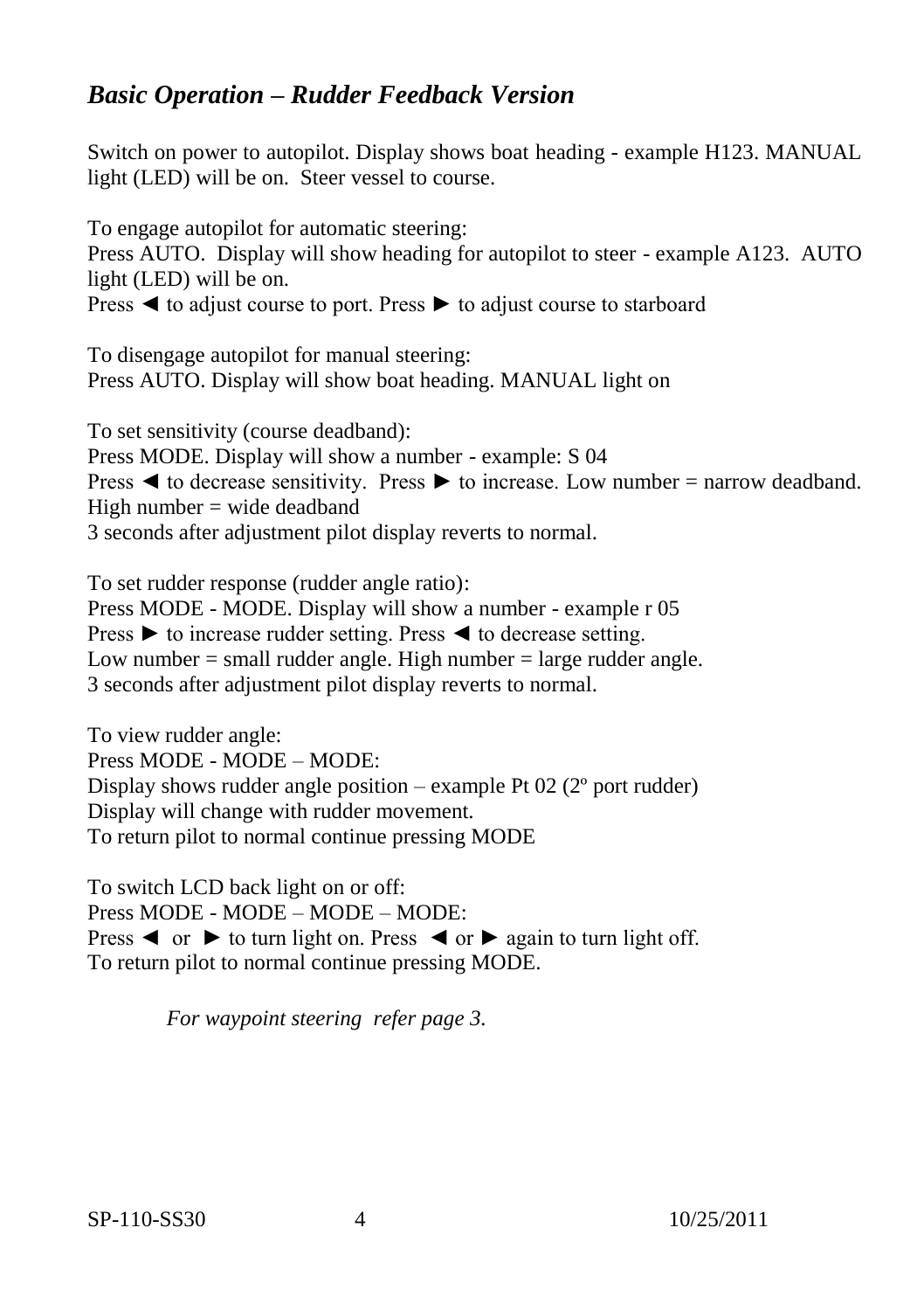## *Basic Operation – Rudder Feedback Version*

Switch on power to autopilot. Display shows boat heading - example H123. MANUAL light (LED) will be on.  Steer vessel to course.

To engage autopilot for automatic steering:
Press AUTO.  Display will show heading for autopilot to steer - example A123.  AUTO light (LED) will be on.
Press ◄ to adjust course to port. Press ► to adjust course to starboard

To disengage autopilot for manual steering:
Press AUTO. Display will show boat heading. MANUAL light on

To set sensitivity (course deadband):
Press MODE. Display will show a number - example: S 04
Press ◄ to decrease sensitivity.  Press ► to increase. Low number = narrow deadband. High number = wide deadband
3 seconds after adjustment pilot display reverts to normal.

To set rudder response (rudder angle ratio):
Press MODE - MODE. Display will show a number - example r 05
Press ► to increase rudder setting. Press ◄ to decrease setting.
Low number = small rudder angle. High number = large rudder angle.
3 seconds after adjustment pilot display reverts to normal.

To view rudder angle:
Press MODE - MODE – MODE:
Display shows rudder angle position – example Pt 02 (2º port rudder)
Display will change with rudder movement.
To return pilot to normal continue pressing MODE

To switch LCD back light on or off:
Press MODE - MODE – MODE – MODE:
Press ◄  or  ► to turn light on. Press  ◄ or ► again to turn light off.
To return pilot to normal continue pressing MODE.

*For waypoint steering  refer page 3.*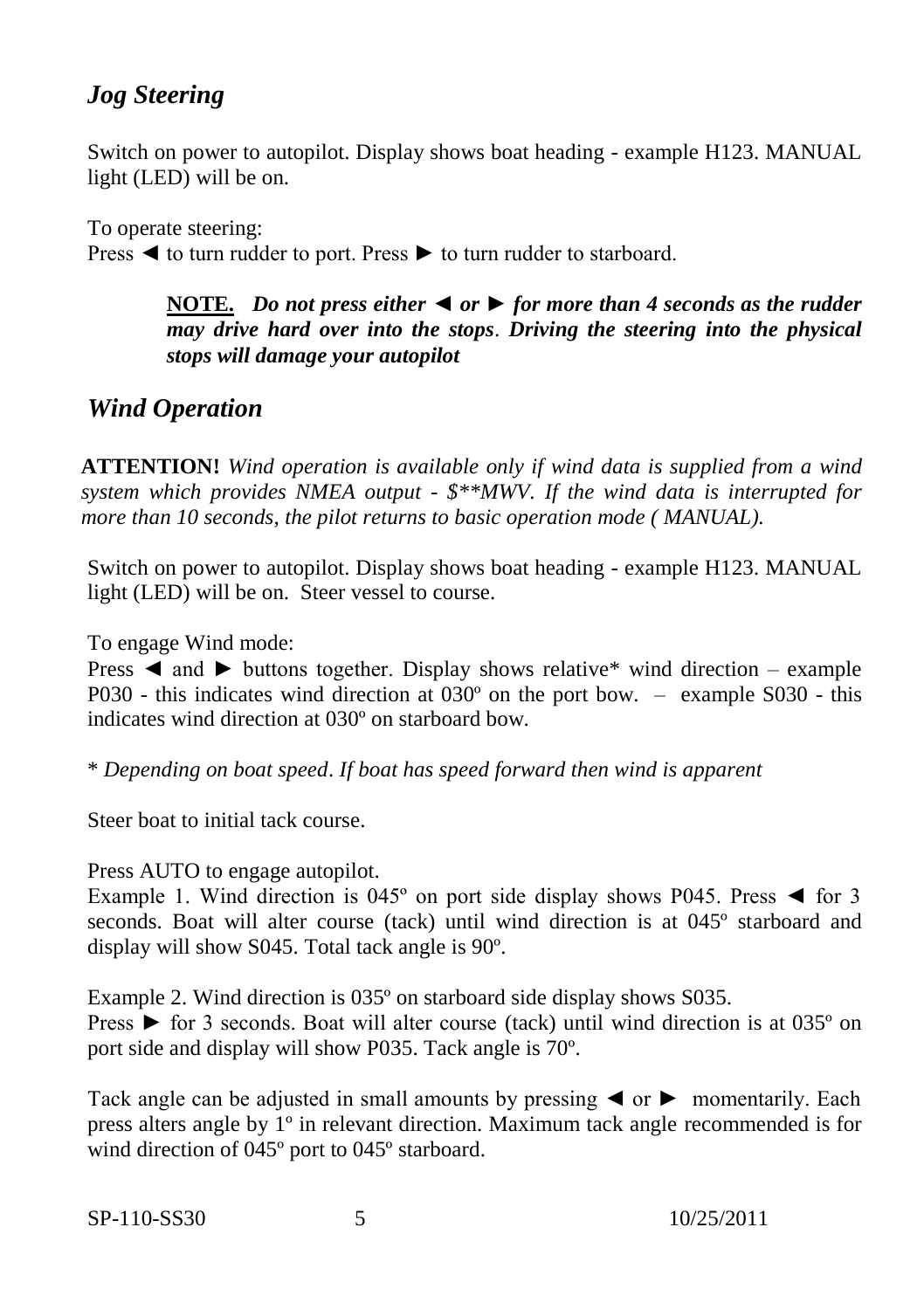## *Jog Steering*

Switch on power to autopilot. Display shows boat heading - example H123. MANUAL light (LED) will be on.

To operate steering:
Press ◄ to turn rudder to port. Press ► to turn rudder to starboard.

> **NOTE.** ***Do not press either ◄ or ► for more than 4 seconds as the rudder may drive hard over into the stops. Driving the steering into the physical stops will damage your autopilot***

## *Wind Operation*

**ATTENTION!** *Wind operation is available only if wind data is supplied from a wind system which provides NMEA output - $**MWV. If the wind data is interrupted for more than 10 seconds, the pilot returns to basic operation mode ( MANUAL).*

Switch on power to autopilot. Display shows boat heading - example H123. MANUAL light (LED) will be on. Steer vessel to course.

To engage Wind mode:
Press ◄ and ► buttons together. Display shows relative* wind direction – example P030 - this indicates wind direction at 030º on the port bow. – example S030 - this indicates wind direction at 030º on starboard bow.

\* *Depending on boat speed. If boat has speed forward then wind is apparent*

Steer boat to initial tack course.

Press AUTO to engage autopilot.
Example 1. Wind direction is 045º on port side display shows P045. Press ◄ for 3 seconds. Boat will alter course (tack) until wind direction is at 045º starboard and display will show S045. Total tack angle is 90º.

Example 2. Wind direction is 035º on starboard side display shows S035.
Press ► for 3 seconds. Boat will alter course (tack) until wind direction is at 035º on port side and display will show P035. Tack angle is 70º.

Tack angle can be adjusted in small amounts by pressing ◄ or ► momentarily. Each press alters angle by 1º in relevant direction. Maximum tack angle recommended is for wind direction of 045º port to 045º starboard.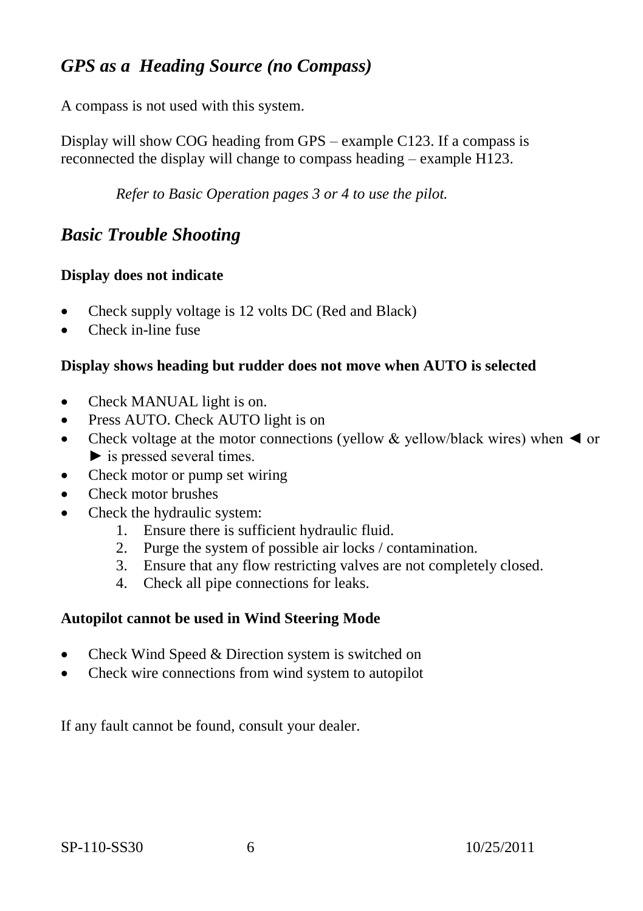## *GPS as a Heading Source (no Compass)*

A compass is not used with this system.

Display will show COG heading from GPS – example C123. If a compass is reconnected the display will change to compass heading – example H123.

*Refer to Basic Operation pages 3 or 4 to use the pilot.*

## *Basic Trouble Shooting*

**Display does not indicate**

- Check supply voltage is 12 volts DC (Red and Black)
- Check in-line fuse

**Display shows heading but rudder does not move when AUTO is selected**

- Check MANUAL light is on.
- Press AUTO. Check AUTO light is on
- Check voltage at the motor connections (yellow & yellow/black wires) when ◄ or ► is pressed several times.
- Check motor or pump set wiring
- Check motor brushes
- Check the hydraulic system:
    1. Ensure there is sufficient hydraulic fluid.
    2. Purge the system of possible air locks / contamination.
    3. Ensure that any flow restricting valves are not completely closed.
    4. Check all pipe connections for leaks.

**Autopilot cannot be used in Wind Steering Mode**

- Check Wind Speed & Direction system is switched on
- Check wire connections from wind system to autopilot

If any fault cannot be found, consult your dealer.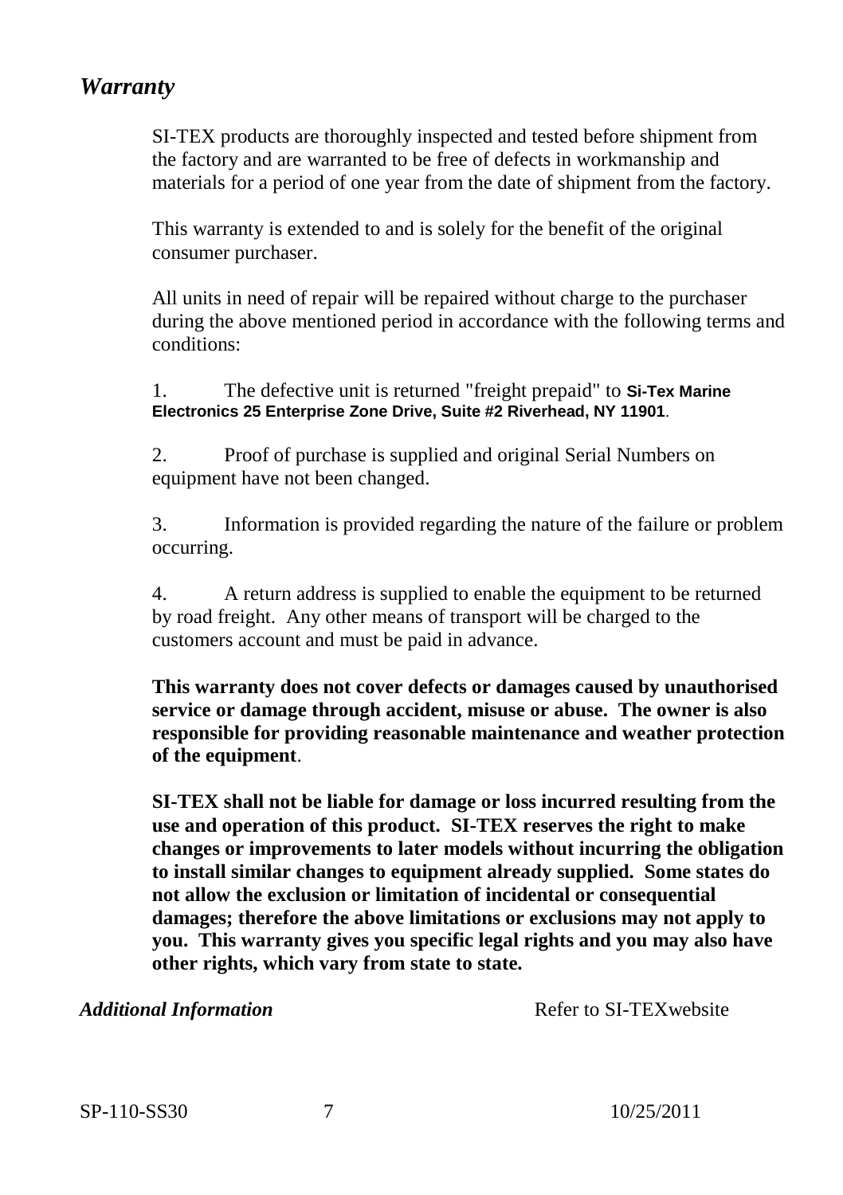## *Warranty*

SI-TEX products are thoroughly inspected and tested before shipment from the factory and are warranted to be free of defects in workmanship and materials for a period of one year from the date of shipment from the factory.

This warranty is extended to and is solely for the benefit of the original consumer purchaser.

All units in need of repair will be repaired without charge to the purchaser during the above mentioned period in accordance with the following terms and conditions:

1. The defective unit is returned "freight prepaid" to **Si-Tex Marine Electronics 25 Enterprise Zone Drive, Suite #2 Riverhead, NY 11901**.

2. Proof of purchase is supplied and original Serial Numbers on equipment have not been changed.

3. Information is provided regarding the nature of the failure or problem occurring.

4. A return address is supplied to enable the equipment to be returned by road freight. Any other means of transport will be charged to the customers account and must be paid in advance.

**This warranty does not cover defects or damages caused by unauthorised service or damage through accident, misuse or abuse. The owner is also responsible for providing reasonable maintenance and weather protection of the equipment**.

**SI-TEX shall not be liable for damage or loss incurred resulting from the use and operation of this product. SI-TEX reserves the right to make changes or improvements to later models without incurring the obligation to install similar changes to equipment already supplied. Some states do not allow the exclusion or limitation of incidental or consequential damages; therefore the above limitations or exclusions may not apply to you. This warranty gives you specific legal rights and you may also have other rights, which vary from state to state.**

***Additional Information*** Refer to SI-TEXwebsite